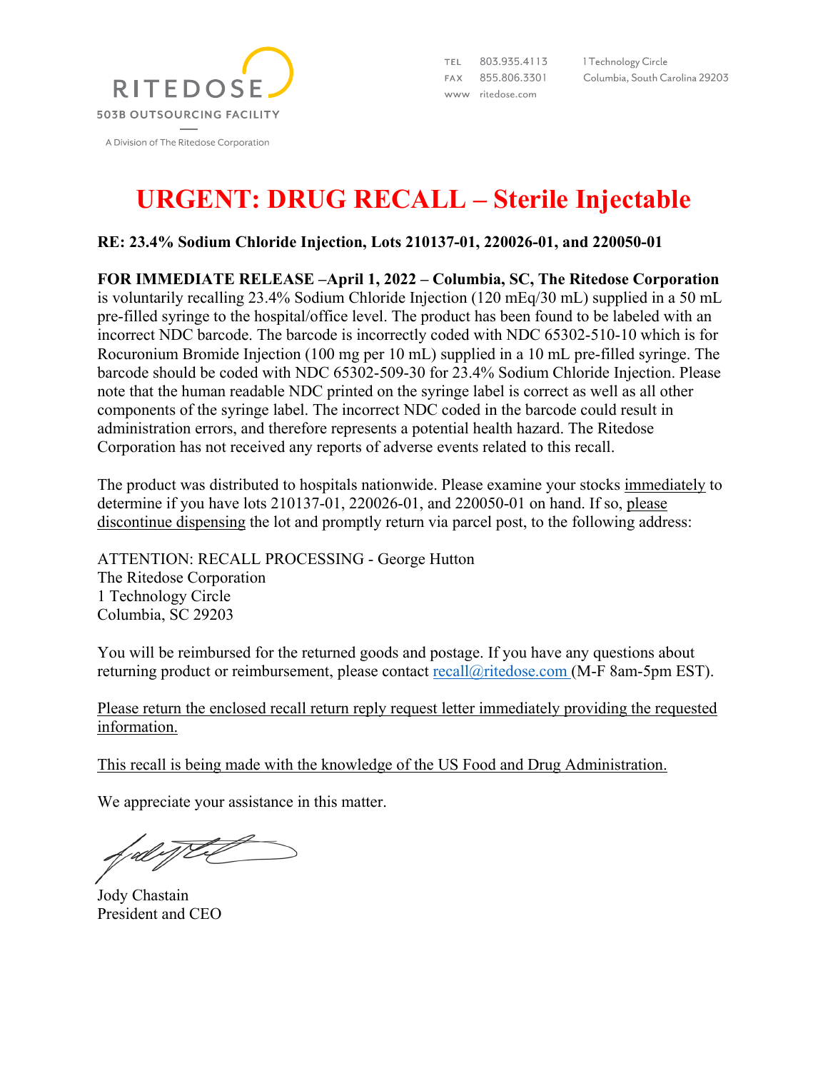RITEDOSE

503B OUTSOURCING FACILITY

A Division of The Ritedose Corporation

TEL 803.935.4113
FAX 855.806.3301
www ritedose.com

1 Technology Circle
Columbia, South Carolina 29203

# URGENT: DRUG RECALL – Sterile Injectable

**RE: 23.4% Sodium Chloride Injection, Lots 210137-01, 220026-01, and 220050-01**

**FOR IMMEDIATE RELEASE –April 1, 2022 – Columbia, SC, The Ritedose Corporation** is voluntarily recalling 23.4% Sodium Chloride Injection (120 mEq/30 mL) supplied in a 50 mL pre-filled syringe to the hospital/office level. The product has been found to be labeled with an incorrect NDC barcode. The barcode is incorrectly coded with NDC 65302-510-10 which is for Rocuronium Bromide Injection (100 mg per 10 mL) supplied in a 10 mL pre-filled syringe. The barcode should be coded with NDC 65302-509-30 for 23.4% Sodium Chloride Injection. Please note that the human readable NDC printed on the syringe label is correct as well as all other components of the syringe label. The incorrect NDC coded in the barcode could result in administration errors, and therefore represents a potential health hazard. The Ritedose Corporation has not received any reports of adverse events related to this recall.

The product was distributed to hospitals nationwide. Please examine your stocks immediately to determine if you have lots 210137-01, 220026-01, and 220050-01 on hand. If so, please discontinue dispensing the lot and promptly return via parcel post, to the following address:

ATTENTION: RECALL PROCESSING - George Hutton
The Ritedose Corporation
1 Technology Circle
Columbia, SC 29203

You will be reimbursed for the returned goods and postage. If you have any questions about returning product or reimbursement, please contact recall@ritedose.com (M-F 8am-5pm EST).

Please return the enclosed recall return reply request letter immediately providing the requested information.

This recall is being made with the knowledge of the US Food and Drug Administration.

We appreciate your assistance in this matter.

Jody Chastain
President and CEO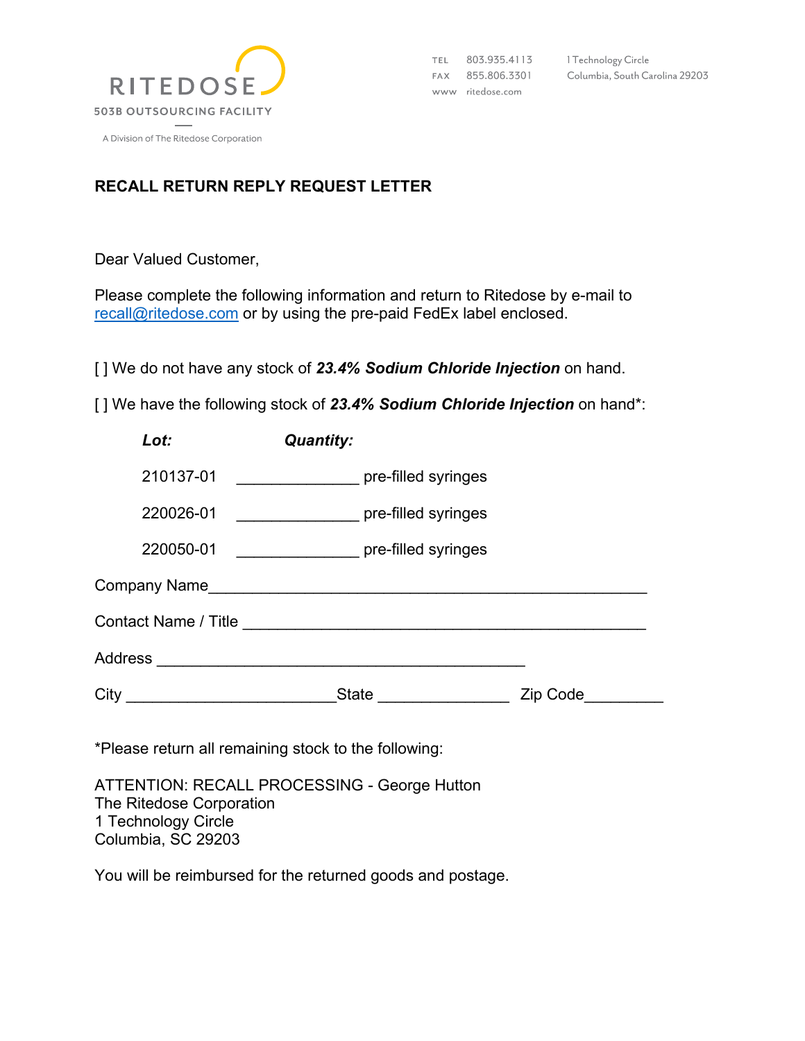RITEDOSE
503B OUTSOURCING FACILITY
A Division of The Ritedose Corporation

TEL 803.935.4113
FAX 855.806.3301
www ritedose.com

1 Technology Circle
Columbia, South Carolina 29203

## RECALL RETURN REPLY REQUEST LETTER

Dear Valued Customer,

Please complete the following information and return to Ritedose by e-mail to recall@ritedose.com or by using the pre-paid FedEx label enclosed.

[ ] We do not have any stock of ***23.4% Sodium Chloride Injection*** on hand.

[ ] We have the following stock of ***23.4% Sodium Chloride Injection*** on hand*:

| ***Lot:*** | ***Quantity:*** |
|---|---|
| 210137-01 | ______________ pre-filled syringes |
| 220026-01 | ______________ pre-filled syringes |
| 220050-01 | ______________ pre-filled syringes |

Company Name__________________________________________________

Contact Name / Title _____________________________________________

Address __________________________________________

City ________________________State _______________ Zip Code_________

*Please return all remaining stock to the following:

ATTENTION: RECALL PROCESSING - George Hutton
The Ritedose Corporation
1 Technology Circle
Columbia, SC 29203

You will be reimbursed for the returned goods and postage.